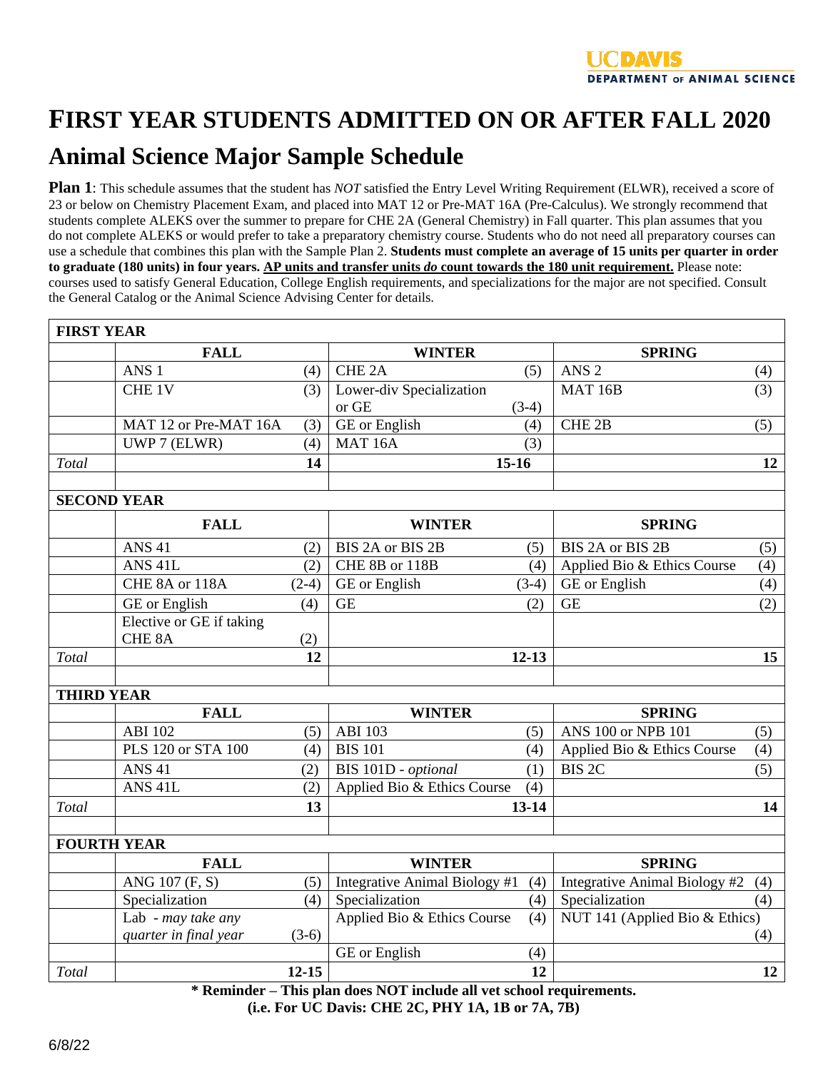UC DAVIS
DEPARTMENT OF ANIMAL SCIENCE

# FIRST YEAR STUDENTS ADMITTED ON OR AFTER FALL 2020

## Animal Science Major Sample Schedule

**Plan 1**: This schedule assumes that the student has *NOT* satisfied the Entry Level Writing Requirement (ELWR), received a score of 23 or below on Chemistry Placement Exam, and placed into MAT 12 or Pre-MAT 16A (Pre-Calculus). We strongly recommend that students complete ALEKS over the summer to prepare for CHE 2A (General Chemistry) in Fall quarter. This plan assumes that you do not complete ALEKS or would prefer to take a preparatory chemistry course. Students who do not need all preparatory courses can use a schedule that combines this plan with the Sample Plan 2. **Students must complete an average of 15 units per quarter in order to graduate (180 units) in four years. AP units and transfer units *do* count towards the 180 unit requirement.** Please note: courses used to satisfy General Education, College English requirements, and specializations for the major are not specified. Consult the General Catalog or the Animal Science Advising Center for details.

| **FIRST YEAR** | | | | | | |
|---|---|---|---|---|---|---|
| | **FALL** | | **WINTER** | | **SPRING** | |
| | ANS 1 | (4) | CHE 2A | (5) | ANS 2 | (4) |
| | CHE 1V | (3) | Lower-div Specialization or GE | (3-4) | MAT 16B | (3) |
| | MAT 12 or Pre-MAT 16A | (3) | GE or English | (4) | CHE 2B | (5) |
| | UWP 7 (ELWR) | (4) | MAT 16A | (3) | | |
| *Total* | | **14** | | **15-16** | | **12** |
| **SECOND YEAR** | | | | | | |
| | **FALL** | | **WINTER** | | **SPRING** | |
| | ANS 41 | (2) | BIS 2A or BIS 2B | (5) | BIS 2A or BIS 2B | (5) |
| | ANS 41L | (2) | CHE 8B or 118B | (4) | Applied Bio & Ethics Course | (4) |
| | CHE 8A or 118A | (2-4) | GE or English | (3-4) | GE or English | (4) |
| | GE or English | (4) | GE | (2) | GE | (2) |
| | Elective or GE if taking CHE 8A | (2) | | | | |
| *Total* | | **12** | | **12-13** | | **15** |
| **THIRD YEAR** | | | | | | |
| | **FALL** | | **WINTER** | | **SPRING** | |
| | ABI 102 | (5) | ABI 103 | (5) | ANS 100 or NPB 101 | (5) |
| | PLS 120 or STA 100 | (4) | BIS 101 | (4) | Applied Bio & Ethics Course | (4) |
| | ANS 41 | (2) | BIS 101D - *optional* | (1) | BIS 2C | (5) |
| | ANS 41L | (2) | Applied Bio & Ethics Course | (4) | | |
| *Total* | | **13** | | **13-14** | | **14** |
| **FOURTH YEAR** | | | | | | |
| | **FALL** | | **WINTER** | | **SPRING** | |
| | ANG 107 (F, S) | (5) | Integrative Animal Biology #1 | (4) | Integrative Animal Biology #2 | (4) |
| | Specialization | (4) | Specialization | (4) | Specialization | (4) |
| | Lab - *may take any quarter in final year* | (3-6) | Applied Bio & Ethics Course | (4) | NUT 141 (Applied Bio & Ethics) | (4) |
| | | | GE or English | (4) | | |
| *Total* | | **12-15** | | **12** | | **12** |

**\* Reminder – This plan does NOT include all vet school requirements.**
**(i.e. For UC Davis: CHE 2C, PHY 1A, 1B or 7A, 7B)**

6/8/22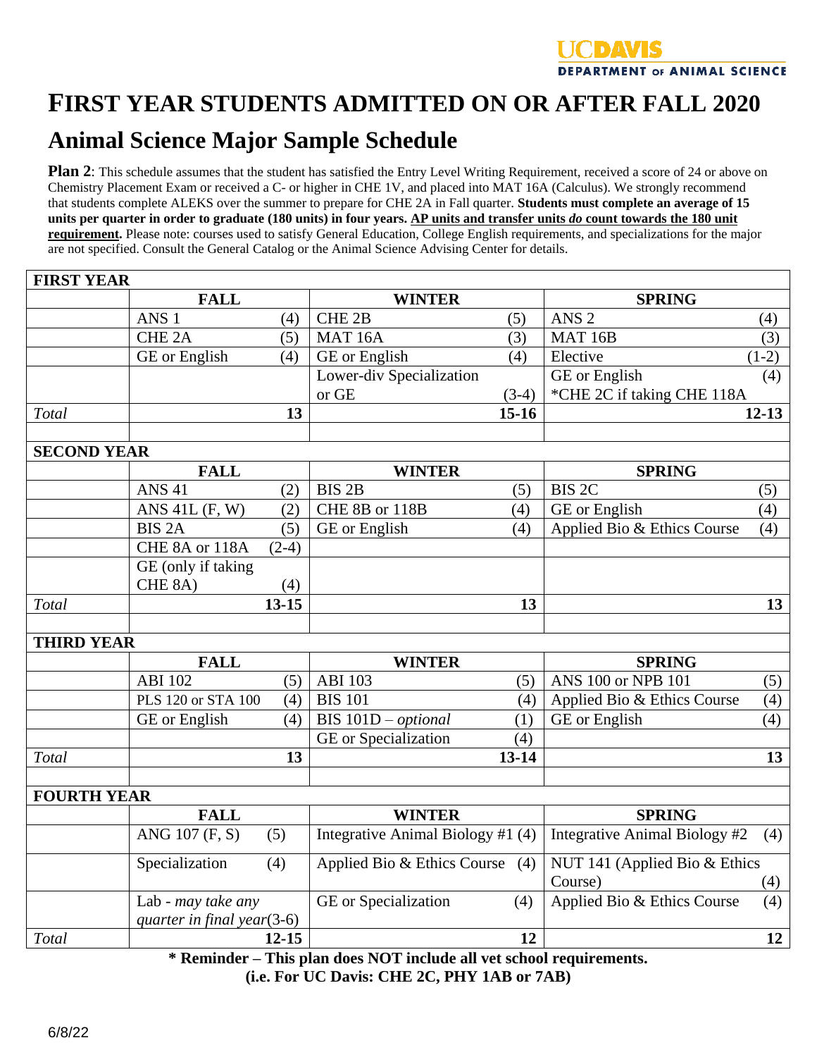UCDAVIS
DEPARTMENT OF ANIMAL SCIENCE

# FIRST YEAR STUDENTS ADMITTED ON OR AFTER FALL 2020

## Animal Science Major Sample Schedule

**Plan 2**: This schedule assumes that the student has satisfied the Entry Level Writing Requirement, received a score of 24 or above on Chemistry Placement Exam or received a C- or higher in CHE 1V, and placed into MAT 16A (Calculus). We strongly recommend that students complete ALEKS over the summer to prepare for CHE 2A in Fall quarter. **Students must complete an average of 15 units per quarter in order to graduate (180 units) in four years.** **AP units and transfer units *do* count towards the 180 unit requirement.** Please note: courses used to satisfy General Education, College English requirements, and specializations for the major are not specified. Consult the General Catalog or the Animal Science Advising Center for details.

| | | | | | | |
|---|---|---|---|---|---|---|
| **FIRST YEAR** | | | | | | |
| | **FALL** | | **WINTER** | | **SPRING** | |
| | ANS 1 | (4) | CHE 2B | (5) | ANS 2 | (4) |
| | CHE 2A | (5) | MAT 16A | (3) | MAT 16B | (3) |
| | GE or English | (4) | GE or English | (4) | Elective | (1-2) |
| | | | Lower-div Specialization or GE | (3-4) | GE or English *CHE 2C if taking CHE 118A | (4) |
| *Total* | | **13** | | **15-16** | | **12-13** |
| | | | | | | |
| **SECOND YEAR** | | | | | | |
| | **FALL** | | **WINTER** | | **SPRING** | |
| | ANS 41 | (2) | BIS 2B | (5) | BIS 2C | (5) |
| | ANS 41L (F, W) | (2) | CHE 8B or 118B | (4) | GE or English | (4) |
| | BIS 2A | (5) | GE or English | (4) | Applied Bio & Ethics Course | (4) |
| | CHE 8A or 118A | (2-4) | | | | |
| | GE (only if taking CHE 8A) | (4) | | | | |
| *Total* | | **13-15** | | **13** | | **13** |
| | | | | | | |
| **THIRD YEAR** | | | | | | |
| | **FALL** | | **WINTER** | | **SPRING** | |
| | ABI 102 | (5) | ABI 103 | (5) | ANS 100 or NPB 101 | (5) |
| | PLS 120 or STA 100 | (4) | BIS 101 | (4) | Applied Bio & Ethics Course | (4) |
| | GE or English | (4) | BIS 101D – *optional* | (1) | GE or English | (4) |
| | | | GE or Specialization | (4) | | |
| *Total* | | **13** | | **13-14** | | **13** |
| | | | | | | |
| **FOURTH YEAR** | | | | | | |
| | **FALL** | | **WINTER** | | **SPRING** | |
| | ANG 107 (F, S) | (5) | Integrative Animal Biology #1 | (4) | Integrative Animal Biology #2 | (4) |
| | Specialization | (4) | Applied Bio & Ethics Course | (4) | NUT 141 (Applied Bio & Ethics Course) | (4) |
| | Lab - *may take any quarter in final year* | (3-6) | GE or Specialization | (4) | Applied Bio & Ethics Course | (4) |
| *Total* | | **12-15** | | **12** | | **12** |

**\* Reminder – This plan does NOT include all vet school requirements.**
**(i.e. For UC Davis: CHE 2C, PHY 1AB or 7AB)**

6/8/22